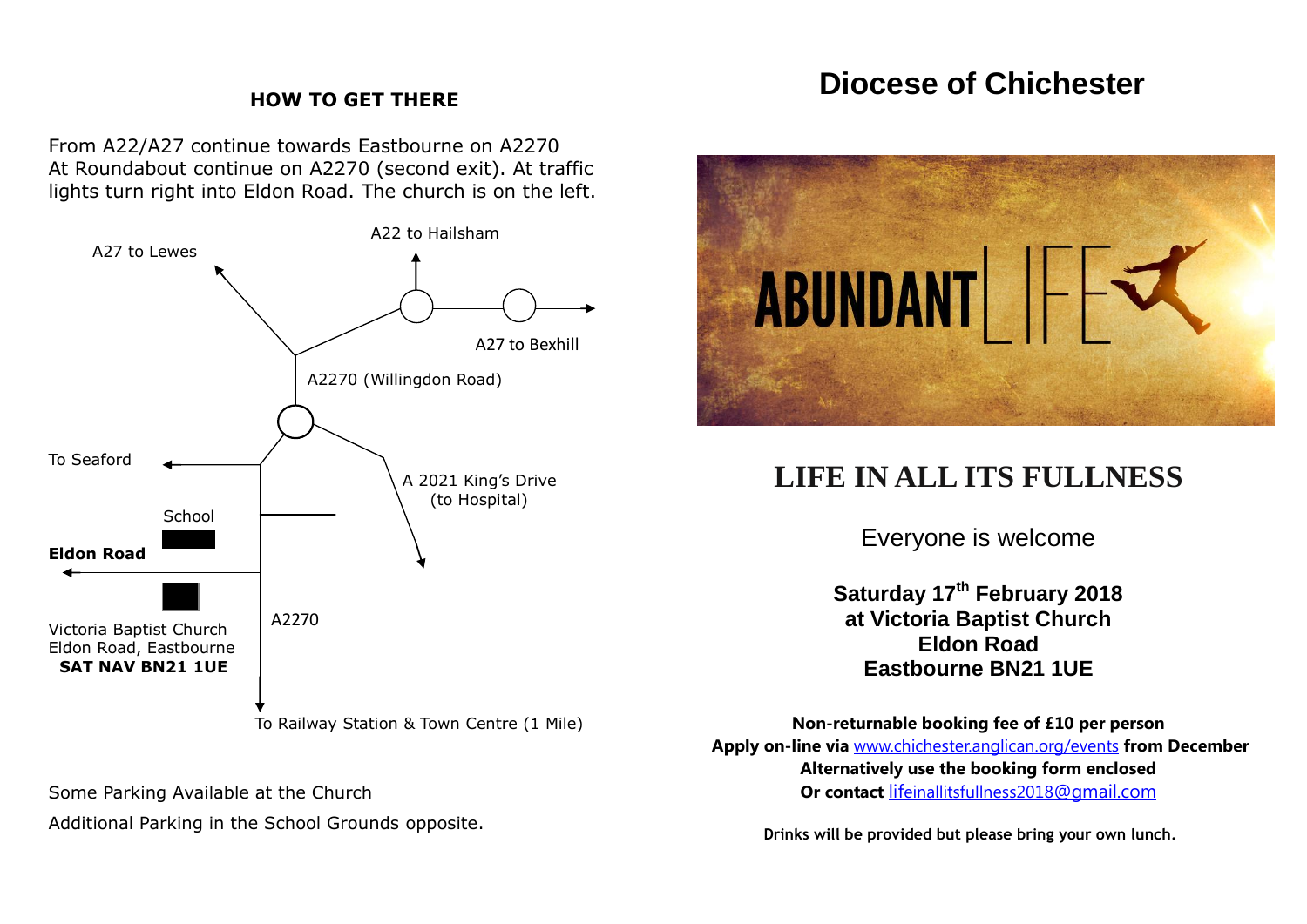## HOW TO GET THERE

From A22/A27 continue towards Eastbourne on A2270
At Roundabout continue on A2270 (second exit). At traffic lights turn right into Eldon Road. The church is on the left.

A27 to Lewes

A22 to Hailsham

A27 to Bexhill

A2270 (Willingdon Road)

To Seaford

A 2021 King's Drive (to Hospital)

School

**Eldon Road**

Victoria Baptist Church
Eldon Road, Eastbourne
**SAT NAV BN21 1UE**

A2270

To Railway Station & Town Centre (1 Mile)

Some Parking Available at the Church

Additional Parking in the School Grounds opposite.

# Diocese of Chichester

ABUNDANT LIFE

## LIFE IN ALL ITS FULLNESS

Everyone is welcome

**Saturday 17th February 2018**
**at Victoria Baptist Church**
**Eldon Road**
**Eastbourne BN21 1UE**

**Non-returnable booking fee of £10 per person**
**Apply on-line via** www.chichester.anglican.org/events **from December**
**Alternatively use the booking form enclosed**
**Or contact** lifeinallitsfullness2018@gmail.com

**Drinks will be provided but please bring your own lunch.**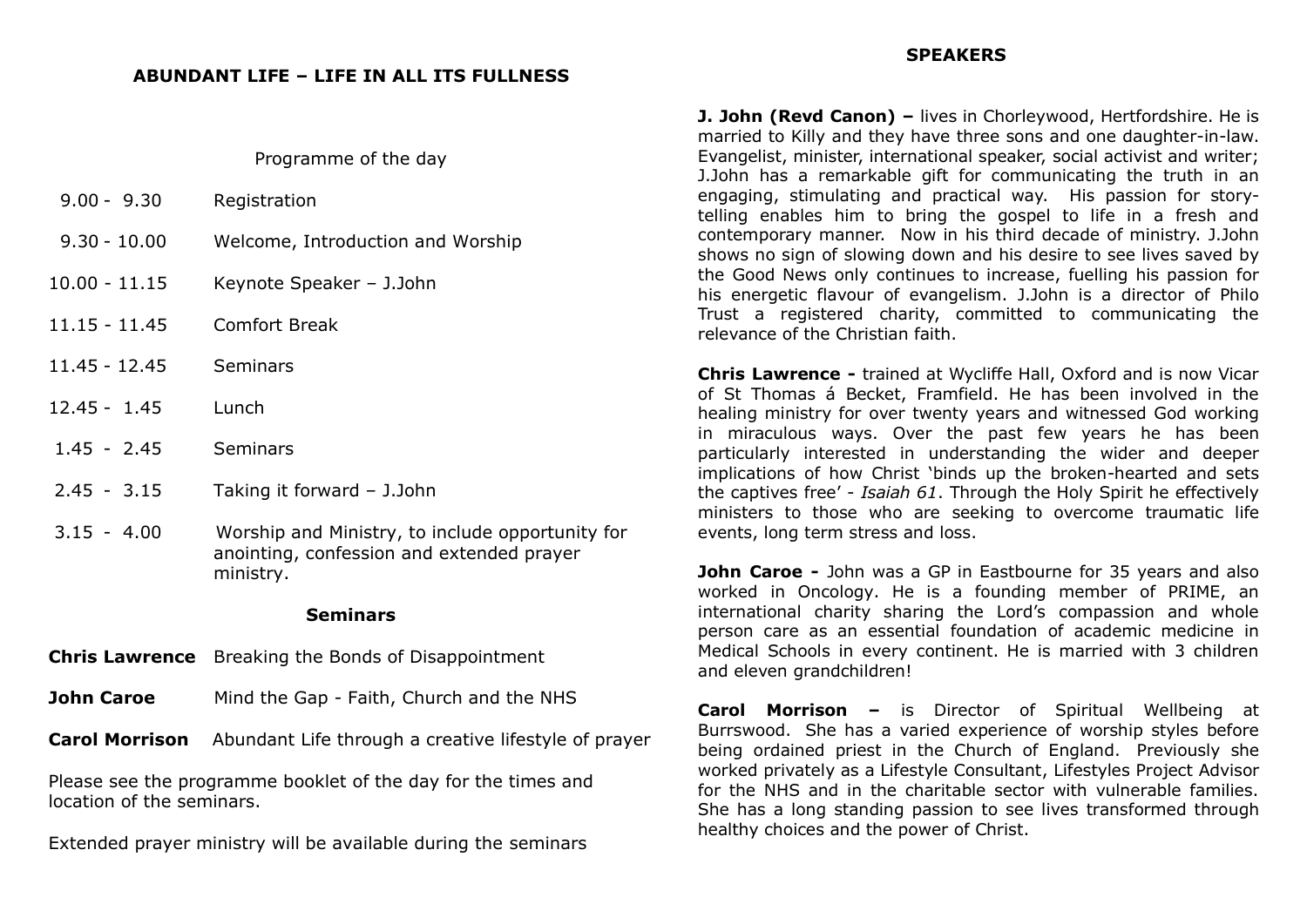## ABUNDANT LIFE – LIFE IN ALL ITS FULLNESS

Programme of the day

| | |
|---|---|
| 9.00 - 9.30 | Registration |
| 9.30 - 10.00 | Welcome, Introduction and Worship |
| 10.00 - 11.15 | Keynote Speaker – J.John |
| 11.15 - 11.45 | Comfort Break |
| 11.45 - 12.45 | Seminars |
| 12.45 - 1.45 | Lunch |
| 1.45 - 2.45 | Seminars |
| 2.45 - 3.15 | Taking it forward – J.John |
| 3.15 - 4.00 | Worship and Ministry, to include opportunity for anointing, confession and extended prayer ministry. |

### Seminars

| | |
|---|---|
| **Chris Lawrence** | Breaking the Bonds of Disappointment |
| **John Caroe** | Mind the Gap - Faith, Church and the NHS |
| **Carol Morrison** | Abundant Life through a creative lifestyle of prayer |

Please see the programme booklet of the day for the times and location of the seminars.

Extended prayer ministry will be available during the seminars

## SPEAKERS

**J. John (Revd Canon) –** lives in Chorleywood, Hertfordshire. He is married to Killy and they have three sons and one daughter-in-law. Evangelist, minister, international speaker, social activist and writer; J.John has a remarkable gift for communicating the truth in an engaging, stimulating and practical way. His passion for story-telling enables him to bring the gospel to life in a fresh and contemporary manner. Now in his third decade of ministry. J.John shows no sign of slowing down and his desire to see lives saved by the Good News only continues to increase, fuelling his passion for his energetic flavour of evangelism. J.John is a director of Philo Trust a registered charity, committed to communicating the relevance of the Christian faith.

**Chris Lawrence -** trained at Wycliffe Hall, Oxford and is now Vicar of St Thomas á Becket, Framfield. He has been involved in the healing ministry for over twenty years and witnessed God working in miraculous ways. Over the past few years he has been particularly interested in understanding the wider and deeper implications of how Christ 'binds up the broken-hearted and sets the captives free' - *Isaiah 61*. Through the Holy Spirit he effectively ministers to those who are seeking to overcome traumatic life events, long term stress and loss.

**John Caroe -** John was a GP in Eastbourne for 35 years and also worked in Oncology. He is a founding member of PRIME, an international charity sharing the Lord's compassion and whole person care as an essential foundation of academic medicine in Medical Schools in every continent. He is married with 3 children and eleven grandchildren!

**Carol Morrison –** is Director of Spiritual Wellbeing at Burrswood. She has a varied experience of worship styles before being ordained priest in the Church of England. Previously she worked privately as a Lifestyle Consultant, Lifestyles Project Advisor for the NHS and in the charitable sector with vulnerable families. She has a long standing passion to see lives transformed through healthy choices and the power of Christ.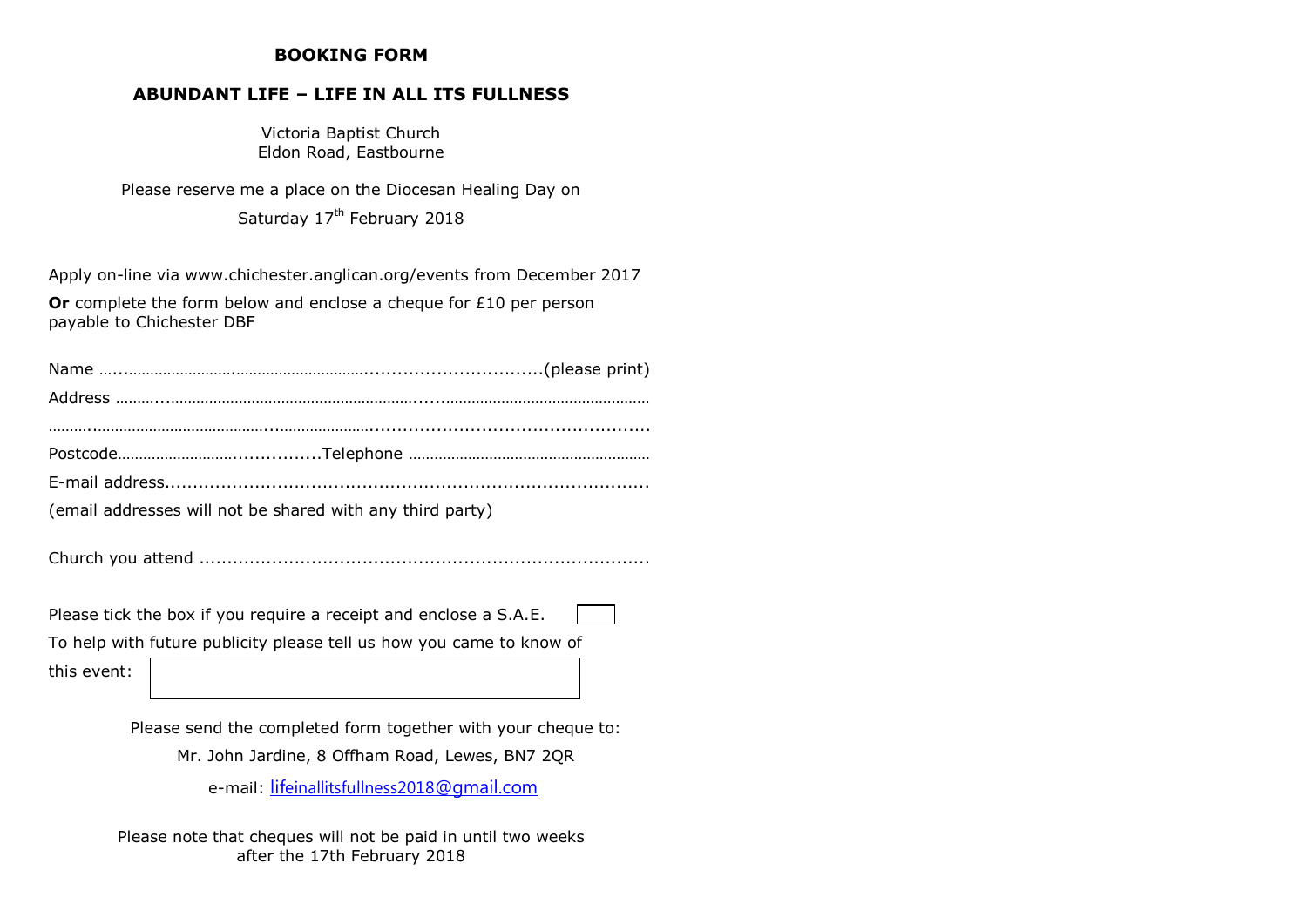**BOOKING FORM**

**ABUNDANT LIFE – LIFE IN ALL ITS FULLNESS**

Victoria Baptist Church
Eldon Road, Eastbourne

Please reserve me a place on the Diocesan Healing Day on
Saturday 17th February 2018

Apply on-line via www.chichester.anglican.org/events from December 2017

**Or** complete the form below and enclose a cheque for £10 per person payable to Chichester DBF

Name ……………………………………………………………………………………(please print)

Address ……………………………………………………………………………………………

……………………………………………………………………………………………………………

Postcode……………………………………Telephone ……………………………………………

E-mail address…………………………………………………………………………………………

(email addresses will not be shared with any third party)

Church you attend ……………………………………………………………………………………

Please tick the box if you require a receipt and enclose a S.A.E. ☐

To help with future publicity please tell us how you came to know of this event: ______________________

Please send the completed form together with your cheque to:

Mr. John Jardine, 8 Offham Road, Lewes, BN7 2QR

e-mail: lifeinallitsfullness2018@gmail.com

Please note that cheques will not be paid in until two weeks after the 17th February 2018